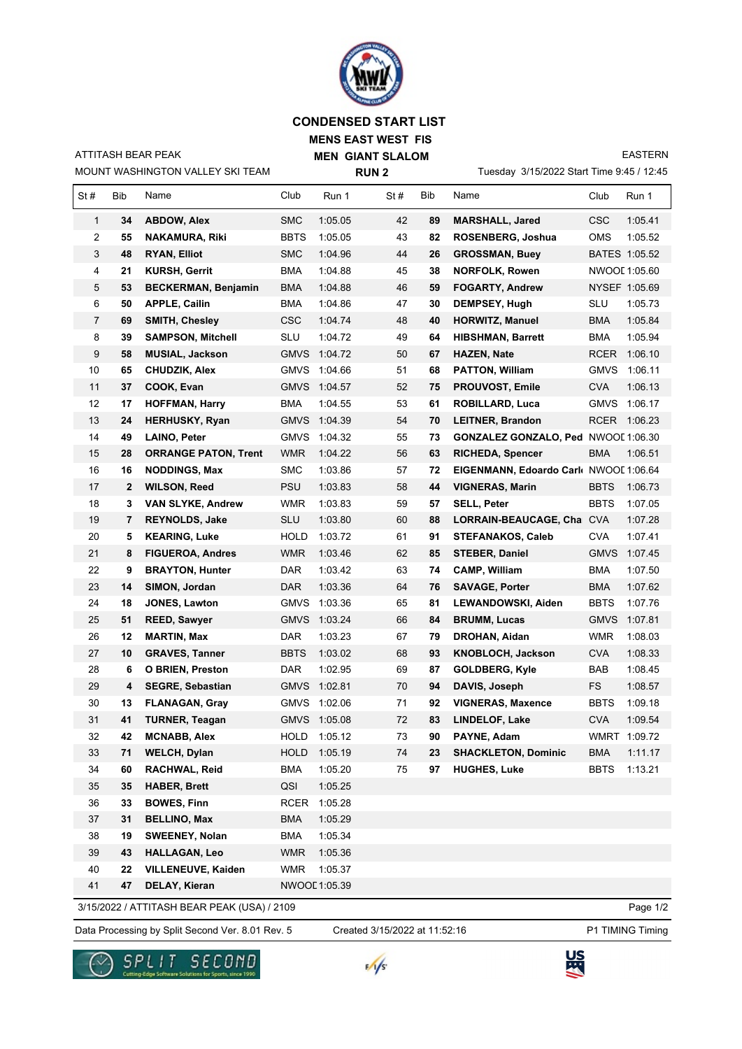# CONDENSED START LIST

## MENS EAST WEST FIS

## MEN GIANT SLALOM

### RUN 2

ATTITASH BEAR PEAK
MOUNT WASHINGTON VALLEY SKI TEAM

EASTERN
Tuesday 3/15/2022 Start Time 9:45 / 12:45

| St # | Bib | Name | Club | Run 1 |
|---|---|---|---|---|
| 1 | **34** | **ABDOW, Alex** | SMC | 1:05.05 |
| 2 | **55** | **NAKAMURA, Riki** | BBTS | 1:05.05 |
| 3 | **48** | **RYAN, Elliot** | SMC | 1:04.96 |
| 4 | **21** | **KURSH, Gerrit** | BMA | 1:04.88 |
| 5 | **53** | **BECKERMAN, Benjamin** | BMA | 1:04.88 |
| 6 | **50** | **APPLE, Cailin** | BMA | 1:04.86 |
| 7 | **69** | **SMITH, Chesley** | CSC | 1:04.74 |
| 8 | **39** | **SAMPSON, Mitchell** | SLU | 1:04.72 |
| 9 | **58** | **MUSIAL, Jackson** | GMVS | 1:04.72 |
| 10 | **65** | **CHUDZIK, Alex** | GMVS | 1:04.66 |
| 11 | **37** | **COOK, Evan** | GMVS | 1:04.57 |
| 12 | **17** | **HOFFMAN, Harry** | BMA | 1:04.55 |
| 13 | **24** | **HERHUSKY, Ryan** | GMVS | 1:04.39 |
| 14 | **49** | **LAINO, Peter** | GMVS | 1:04.32 |
| 15 | **28** | **ORRANGE PATON, Trent** | WMR | 1:04.22 |
| 16 | **16** | **NODDINGS, Max** | SMC | 1:03.86 |
| 17 | **2** | **WILSON, Reed** | PSU | 1:03.83 |
| 18 | **3** | **VAN SLYKE, Andrew** | WMR | 1:03.83 |
| 19 | **7** | **REYNOLDS, Jake** | SLU | 1:03.80 |
| 20 | **5** | **KEARING, Luke** | HOLD | 1:03.72 |
| 21 | **8** | **FIGUEROA, Andres** | WMR | 1:03.46 |
| 22 | **9** | **BRAYTON, Hunter** | DAR | 1:03.42 |
| 23 | **14** | **SIMON, Jordan** | DAR | 1:03.36 |
| 24 | **18** | **JONES, Lawton** | GMVS | 1:03.36 |
| 25 | **51** | **REED, Sawyer** | GMVS | 1:03.24 |
| 26 | **12** | **MARTIN, Max** | DAR | 1:03.23 |
| 27 | **10** | **GRAVES, Tanner** | BBTS | 1:03.02 |
| 28 | **6** | **O BRIEN, Preston** | DAR | 1:02.95 |
| 29 | **4** | **SEGRE, Sebastian** | GMVS | 1:02.81 |
| 30 | **13** | **FLANAGAN, Gray** | GMVS | 1:02.06 |
| 31 | **41** | **TURNER, Teagan** | GMVS | 1:05.08 |
| 32 | **42** | **MCNABB, Alex** | HOLD | 1:05.12 |
| 33 | **71** | **WELCH, Dylan** | HOLD | 1:05.19 |
| 34 | **60** | **RACHWAL, Reid** | BMA | 1:05.20 |
| 35 | **35** | **HABER, Brett** | QSI | 1:05.25 |
| 36 | **33** | **BOWES, Finn** | RCER | 1:05.28 |
| 37 | **31** | **BELLINO, Max** | BMA | 1:05.29 |
| 38 | **19** | **SWEENEY, Nolan** | BMA | 1:05.34 |
| 39 | **43** | **HALLAGAN, Leo** | WMR | 1:05.36 |
| 40 | **22** | **VILLENEUVE, Kaiden** | WMR | 1:05.37 |
| 41 | **47** | **DELAY, Kieran** | NWOOI | 1:05.39 |
| 42 | **89** | **MARSHALL, Jared** | CSC | 1:05.41 |
| 43 | **82** | **ROSENBERG, Joshua** | OMS | 1:05.52 |
| 44 | **26** | **GROSSMAN, Buey** | BATES | 1:05.52 |
| 45 | **38** | **NORFOLK, Rowen** | NWOOI | 1:05.60 |
| 46 | **59** | **FOGARTY, Andrew** | NYSEF | 1:05.69 |
| 47 | **30** | **DEMPSEY, Hugh** | SLU | 1:05.73 |
| 48 | **40** | **HORWITZ, Manuel** | BMA | 1:05.84 |
| 49 | **64** | **HIBSHMAN, Barrett** | BMA | 1:05.94 |
| 50 | **67** | **HAZEN, Nate** | RCER | 1:06.10 |
| 51 | **68** | **PATTON, William** | GMVS | 1:06.11 |
| 52 | **75** | **PROUVOST, Emile** | CVA | 1:06.13 |
| 53 | **61** | **ROBILLARD, Luca** | GMVS | 1:06.17 |
| 54 | **70** | **LEITNER, Brandon** | RCER | 1:06.23 |
| 55 | **73** | **GONZALEZ GONZALO, Ped** | NWOOI | 1:06.30 |
| 56 | **63** | **RICHEDA, Spencer** | BMA | 1:06.51 |
| 57 | **72** | **EIGENMANN, Edoardo Carl** | NWOOI | 1:06.64 |
| 58 | **44** | **VIGNERAS, Marin** | BBTS | 1:06.73 |
| 59 | **57** | **SELL, Peter** | BBTS | 1:07.05 |
| 60 | **88** | **LORRAIN-BEAUCAGE, Cha** | CVA | 1:07.28 |
| 61 | **91** | **STEFANAKOS, Caleb** | CVA | 1:07.41 |
| 62 | **85** | **STEBER, Daniel** | GMVS | 1:07.45 |
| 63 | **74** | **CAMP, William** | BMA | 1:07.50 |
| 64 | **76** | **SAVAGE, Porter** | BMA | 1:07.62 |
| 65 | **81** | **LEWANDOWSKI, Aiden** | BBTS | 1:07.76 |
| 66 | **84** | **BRUMM, Lucas** | GMVS | 1:07.81 |
| 67 | **79** | **DROHAN, Aidan** | WMR | 1:08.03 |
| 68 | **93** | **KNOBLOCH, Jackson** | CVA | 1:08.33 |
| 69 | **87** | **GOLDBERG, Kyle** | BAB | 1:08.45 |
| 70 | **94** | **DAVIS, Joseph** | FS | 1:08.57 |
| 71 | **92** | **VIGNERAS, Maxence** | BBTS | 1:09.18 |
| 72 | **83** | **LINDELOF, Lake** | CVA | 1:09.54 |
| 73 | **90** | **PAYNE, Adam** | WMRT | 1:09.72 |
| 74 | **23** | **SHACKLETON, Dominic** | BMA | 1:11.17 |
| 75 | **97** | **HUGHES, Luke** | BBTS | 1:13.21 |

3/15/2022 / ATTITASH BEAR PEAK (USA) / 2109

Data Processing by Split Second Ver. 8.01 Rev. 5 | Created 3/15/2022 at 11:52:16 | P1 TIMING Timing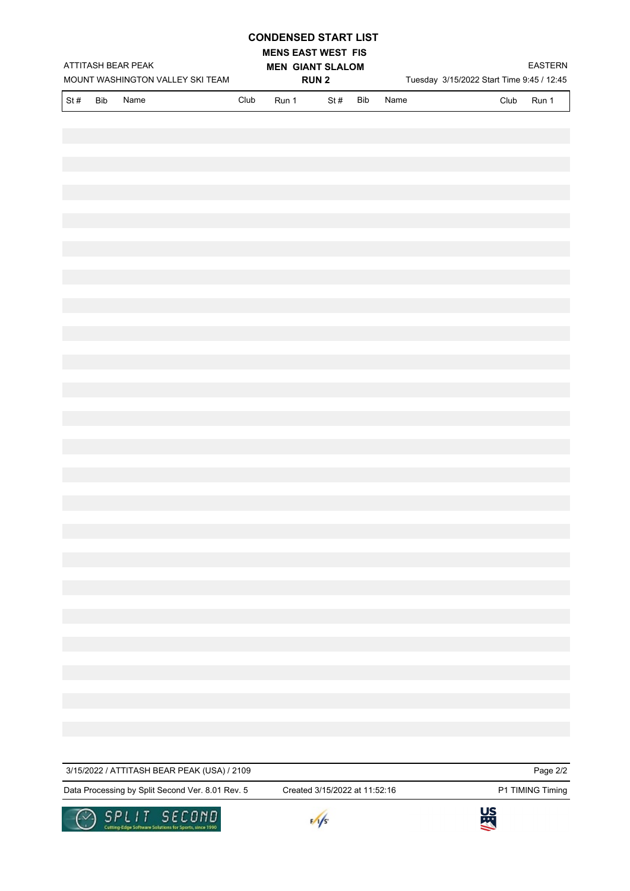# CONDENSED START LIST

**MENS EAST WEST FIS**

**MEN GIANT SLALOM**

**RUN 2**

ATTITASH BEAR PEAK

MOUNT WASHINGTON VALLEY SKI TEAM

EASTERN

Tuesday 3/15/2022 Start Time 9:45 / 12:45

| St # | Bib | Name | Club | Run 1 | St # | Bib | Name | Club | Run 1 |
|---|---|---|---|---|---|---|---|---|---|

3/15/2022 / ATTITASH BEAR PEAK (USA) / 2109

Data Processing by Split Second Ver. 8.01 Rev. 5 | Created 3/15/2022 at 11:52:16 | P1 TIMING Timing